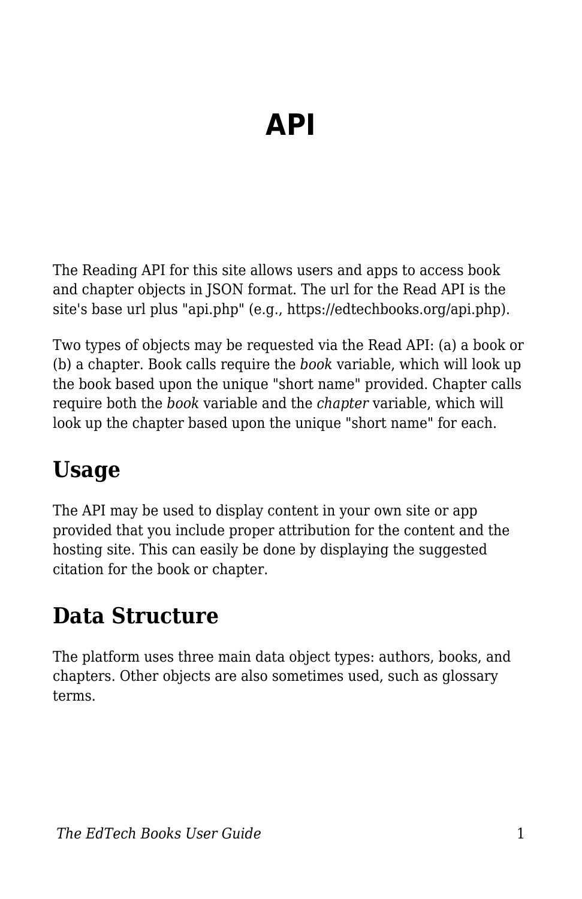# API

The Reading API for this site allows users and apps to access book and chapter objects in JSON format. The url for the Read API is the site's base url plus "api.php" (e.g., https://edtechbooks.org/api.php).

Two types of objects may be requested via the Read API: (a) a book or (b) a chapter. Book calls require the *book* variable, which will look up the book based upon the unique "short name" provided. Chapter calls require both the *book* variable and the *chapter* variable, which will look up the chapter based upon the unique "short name" for each.

## Usage

The API may be used to display content in your own site or app provided that you include proper attribution for the content and the hosting site. This can easily be done by displaying the suggested citation for the book or chapter.

## Data Structure

The platform uses three main data object types: authors, books, and chapters. Other objects are also sometimes used, such as glossary terms.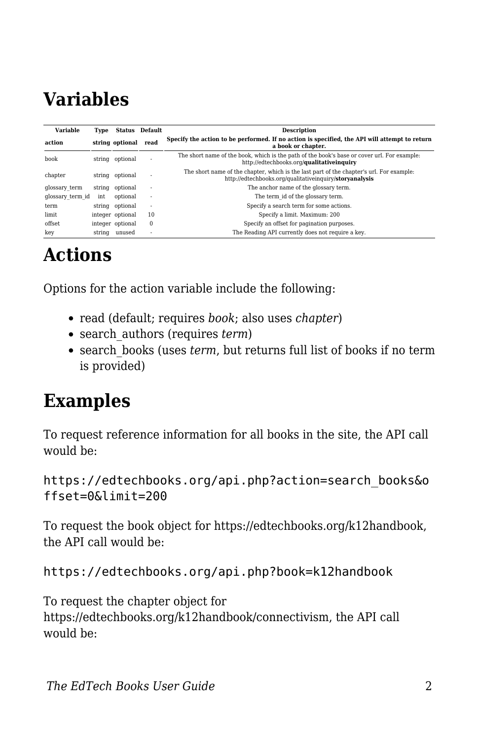# Variables

| Variable | Type | Status | Default | Description |
|---|---|---|---|---|
| **action** | **string** | **optional** | **read** | **Specify the action to be performed. If no action is specified, the API will attempt to return a book or chapter.** |
| book | string | optional | - | The short name of the book, which is the path of the book's base or cover url. For example: http://edtechbooks.org/**qualitativeinquiry** |
| chapter | string | optional | - | The short name of the chapter, which is the last part of the chapter's url. For example: http://edtechbooks.org/qualitativeinquiry/**storyanalysis** |
| glossary_term | string | optional | - | The anchor name of the glossary term. |
| glossary_term_id | int | optional | - | The term_id of the glossary term. |
| term | string | optional | - | Specify a search term for some actions. |
| limit | integer | optional | 10 | Specify a limit. Maximum: 200 |
| offset | integer | optional | 0 | Specify an offset for pagination purposes. |
| key | string | unused | - | The Reading API currently does not require a key. |

# Actions

Options for the action variable include the following:

- read (default; requires *book*; also uses *chapter*)
- search_authors (requires *term*)
- search_books (uses *term*, but returns full list of books if no term is provided)

# Examples

To request reference information for all books in the site, the API call would be:

```
https://edtechbooks.org/api.php?action=search_books&offset=0&limit=200
```

To request the book object for https://edtechbooks.org/k12handbook, the API call would be:

```
https://edtechbooks.org/api.php?book=k12handbook
```

To request the chapter object for https://edtechbooks.org/k12handbook/connectivism, the API call would be: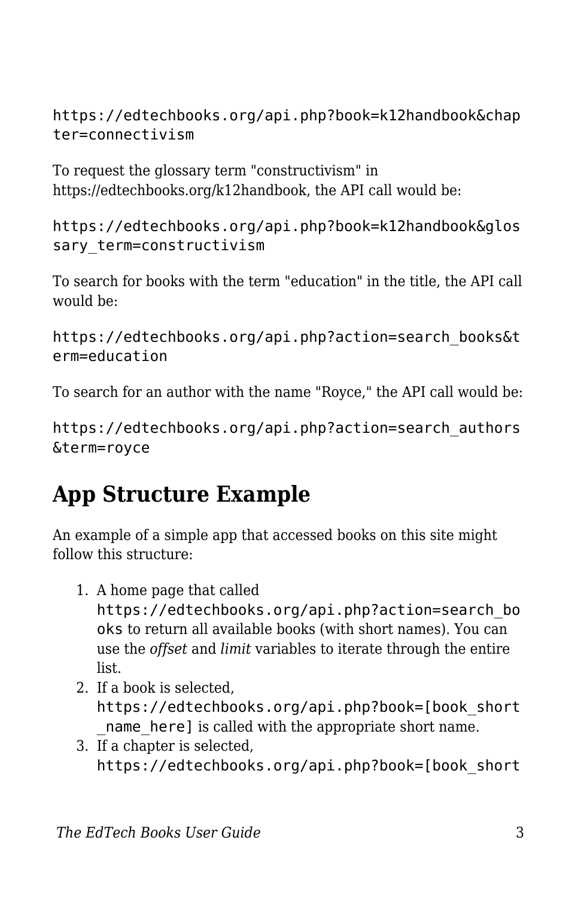```
https://edtechbooks.org/api.php?book=k12handbook&chapter=connectivism
```

To request the glossary term "constructivism" in https://edtechbooks.org/k12handbook, the API call would be:

```
https://edtechbooks.org/api.php?book=k12handbook&glossary_term=constructivism
```

To search for books with the term "education" in the title, the API call would be:

```
https://edtechbooks.org/api.php?action=search_books&term=education
```

To search for an author with the name "Royce," the API call would be:

```
https://edtechbooks.org/api.php?action=search_authors&term=royce
```

## App Structure Example

An example of a simple app that accessed books on this site might follow this structure:

1. A home page that called `https://edtechbooks.org/api.php?action=search_books` to return all available books (with short names). You can use the *offset* and *limit* variables to iterate through the entire list.
2. If a book is selected, `https://edtechbooks.org/api.php?book=[book_short_name_here]` is called with the appropriate short name.
3. If a chapter is selected, `https://edtechbooks.org/api.php?book=[book_short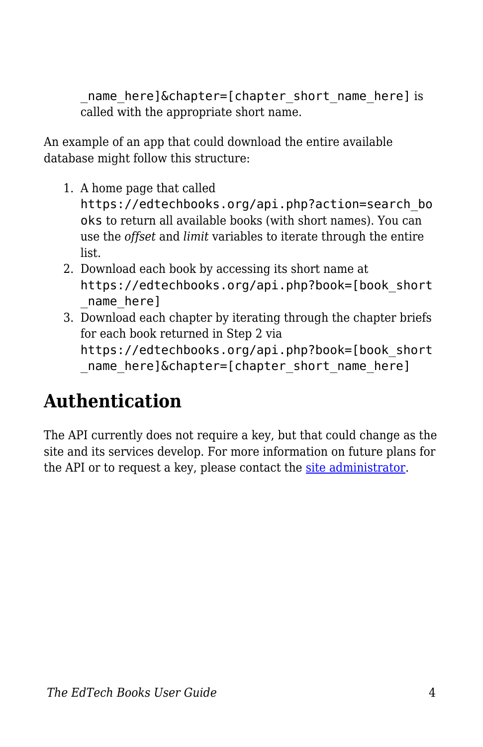_name_here]&chapter=[chapter_short_name_here]` is called with the appropriate short name.

An example of an app that could download the entire available database might follow this structure:

1. A home page that called `https://edtechbooks.org/api.php?action=search_books` to return all available books (with short names). You can use the *offset* and *limit* variables to iterate through the entire list.
2. Download each book by accessing its short name at `https://edtechbooks.org/api.php?book=[book_short_name_here]`
3. Download each chapter by iterating through the chapter briefs for each book returned in Step 2 via `https://edtechbooks.org/api.php?book=[book_short_name_here]&chapter=[chapter_short_name_here]`

## Authentication

The API currently does not require a key, but that could change as the site and its services develop. For more information on future plans for the API or to request a key, please contact the site administrator.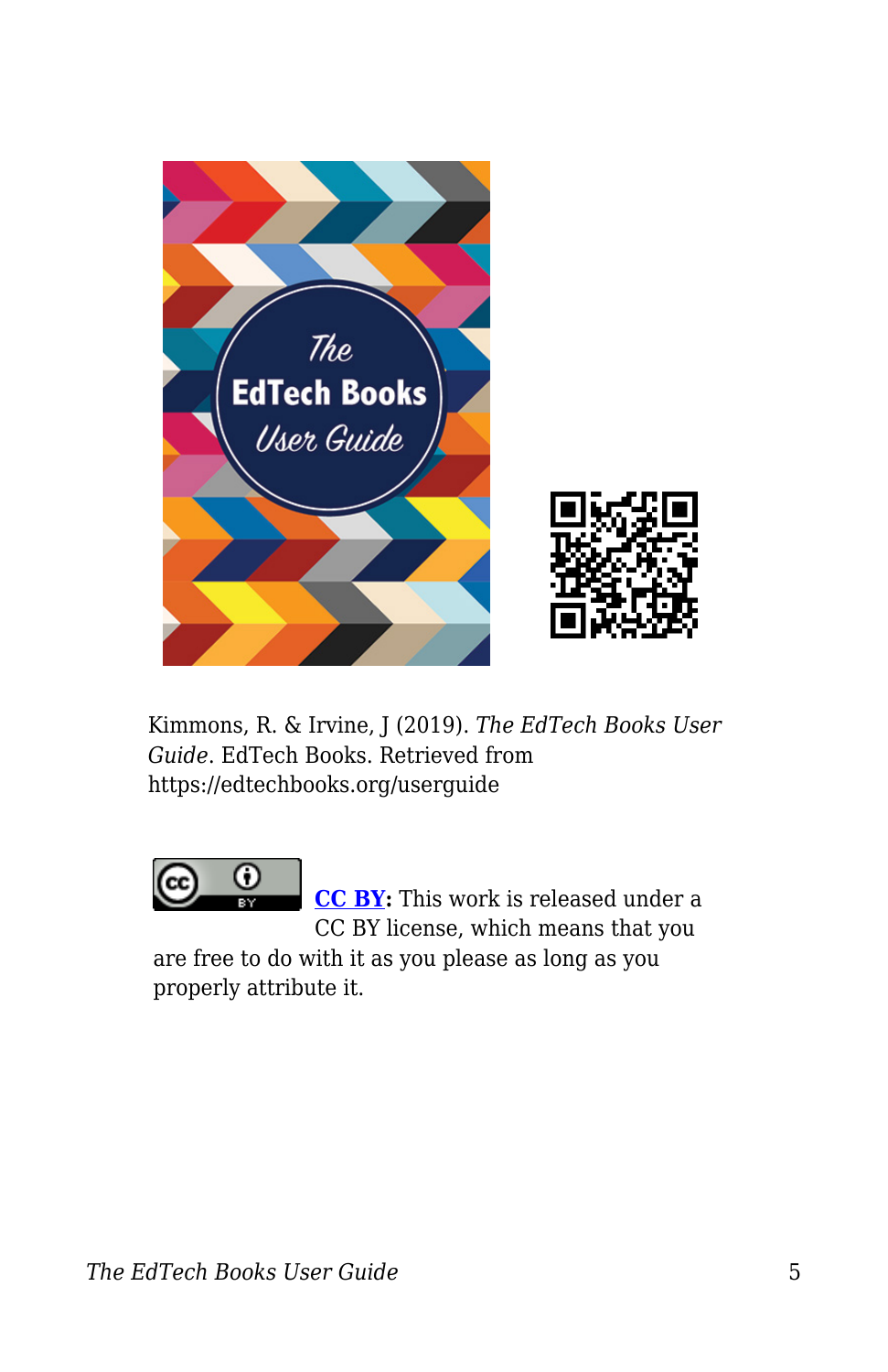Kimmons, R. & Irvine, J (2019). *The EdTech Books User Guide*. EdTech Books. Retrieved from https://edtechbooks.org/userguide

**CC BY:** This work is released under a CC BY license, which means that you are free to do with it as you please as long as you properly attribute it.